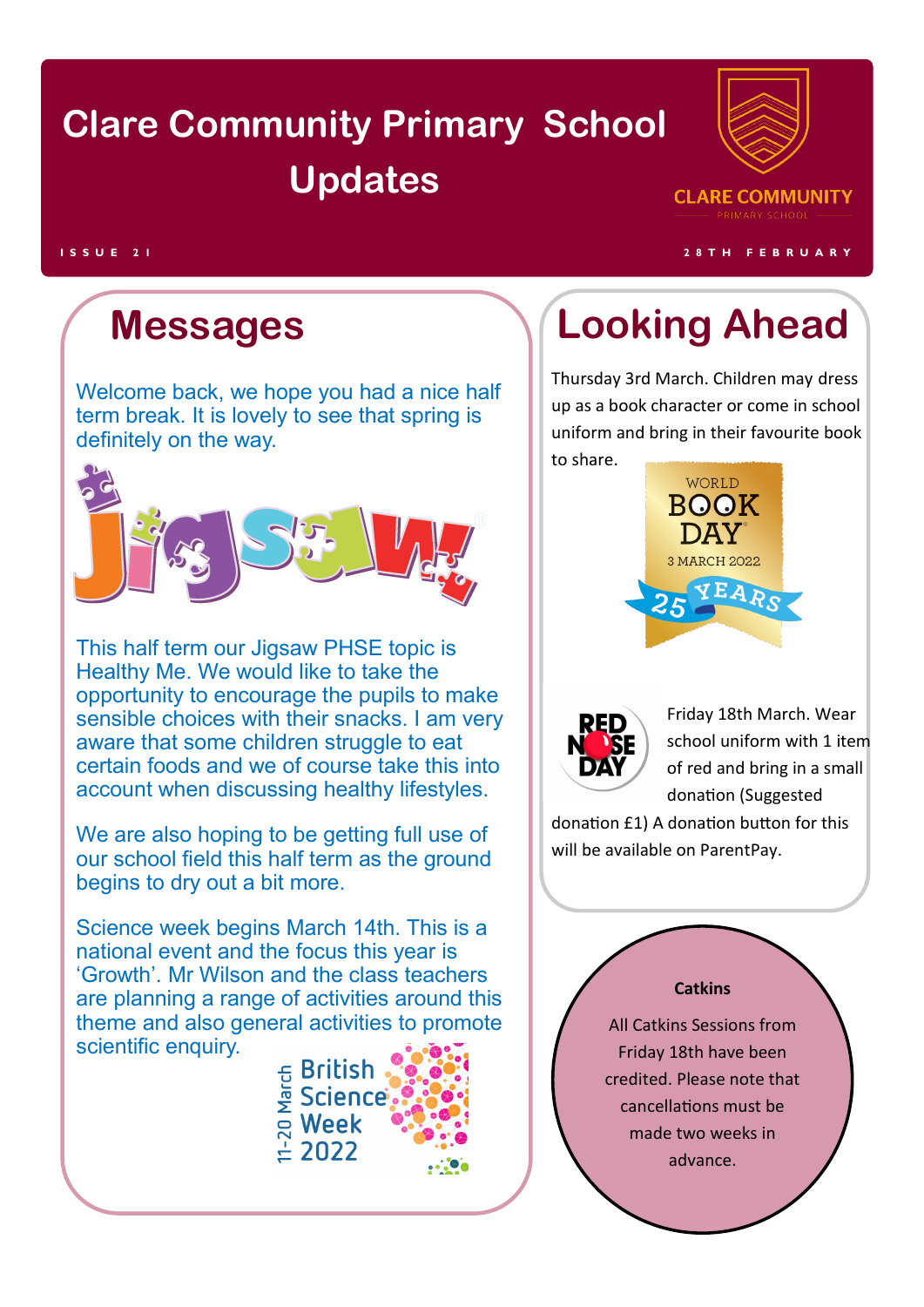# Clare Community Primary School Updates

ISSUE 21

28TH FEBRUARY

## Messages

Welcome back, we hope you had a nice half term break. It is lovely to see that spring is definitely on the way.

This half term our Jigsaw PHSE topic is Healthy Me. We would like to take the opportunity to encourage the pupils to make sensible choices with their snacks. I am very aware that some children struggle to eat certain foods and we of course take this into account when discussing healthy lifestyles.

We are also hoping to be getting full use of our school field this half term as the ground begins to dry out a bit more.

Science week begins March 14th. This is a national event and the focus this year is 'Growth'. Mr Wilson and the class teachers are planning a range of activities around this theme and also general activities to promote scientific enquiry.

## Looking Ahead

Thursday 3rd March. Children may dress up as a book character or come in school uniform and bring in their favourite book to share.

Friday 18th March. Wear school uniform with 1 item of red and bring in a small donation (Suggested donation £1) A donation button for this will be available on ParentPay.

### Catkins

All Catkins Sessions from Friday 18th have been credited. Please note that cancellations must be made two weeks in advance.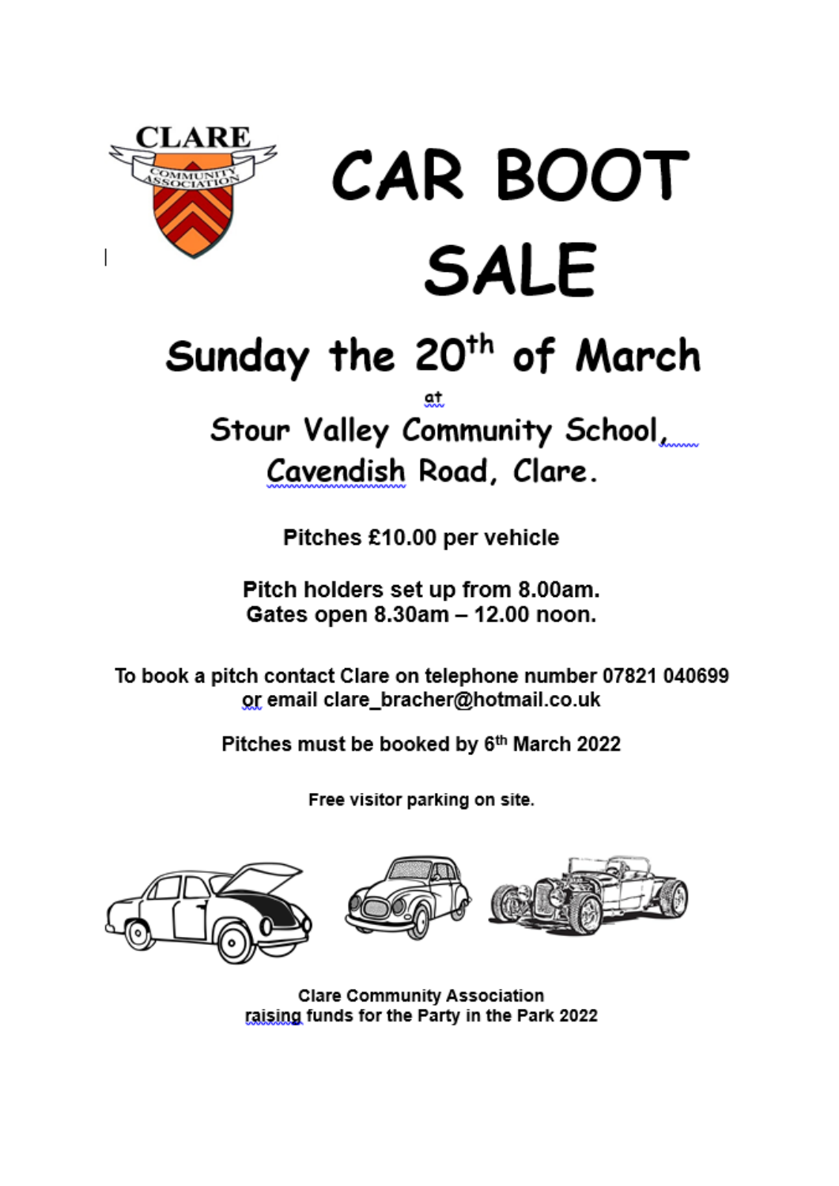# CAR BOOT SALE

## Sunday the 20th of March

at

## Stour Valley Community School, Cavendish Road, Clare.

**Pitches £10.00 per vehicle**

**Pitch holders set up from 8.00am.**
**Gates open 8.30am – 12.00 noon.**

**To book a pitch contact Clare on telephone number 07821 040699 or email clare_bracher@hotmail.co.uk**

**Pitches must be booked by 6th March 2022**

**Free visitor parking on site.**

**Clare Community Association**
**raising funds for the Party in the Park 2022**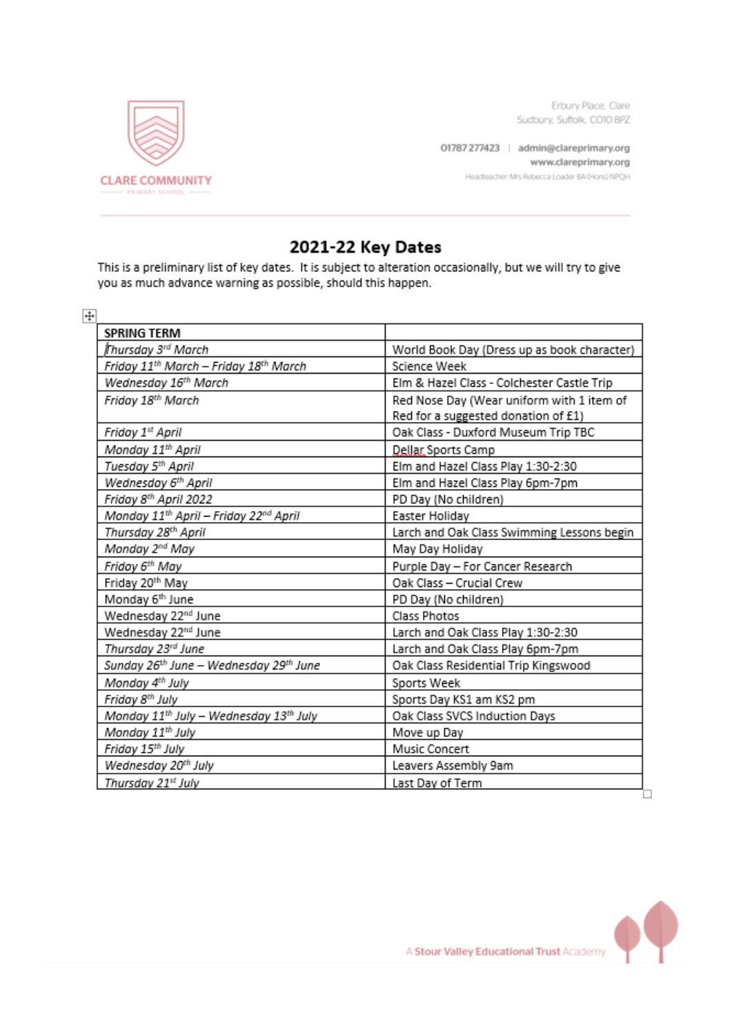CLARE COMMUNITY PRIMARY SCHOOL

Erbury Place, Clare
Sudbury, Suffolk, CO10 8PZ

01787 277423 | admin@clareprimary.org
www.clareprimary.org
Headteacher Mrs Rebecca Loader BA (Hons) NPQH

# 2021-22 Key Dates

This is a preliminary list of key dates. It is subject to alteration occasionally, but we will try to give you as much advance warning as possible, should this happen.

| SPRING TERM | |
|---|---|
| *Thursday 3rd March* | World Book Day (Dress up as book character) |
| *Friday 11th March – Friday 18th March* | Science Week |
| *Wednesday 16th March* | Elm & Hazel Class - Colchester Castle Trip |
| *Friday 18th March* | Red Nose Day (Wear uniform with 1 item of Red for a suggested donation of £1) |
| *Friday 1st April* | Oak Class - Duxford Museum Trip TBC |
| *Monday 11th April* | Dellar Sports Camp |
| *Tuesday 5th April* | Elm and Hazel Class Play 1:30-2:30 |
| *Wednesday 6th April* | Elm and Hazel Class Play 6pm-7pm |
| *Friday 8th April 2022* | PD Day (No children) |
| *Monday 11th April – Friday 22nd April* | Easter Holiday |
| *Thursday 28th April* | Larch and Oak Class Swimming Lessons begin |
| *Monday 2nd May* | May Day Holiday |
| *Friday 6th May* | Purple Day – For Cancer Research |
| Friday 20th May | Oak Class – Crucial Crew |
| Monday 6th June | PD Day (No children) |
| Wednesday 22nd June | Class Photos |
| Wednesday 22nd June | Larch and Oak Class Play 1:30-2:30 |
| *Thursday 23rd June* | Larch and Oak Class Play 6pm-7pm |
| *Sunday 26th June – Wednesday 29th June* | Oak Class Residential Trip Kingswood |
| *Monday 4th July* | Sports Week |
| *Friday 8th July* | Sports Day KS1 am KS2 pm |
| *Monday 11th July – Wednesday 13th July* | Oak Class SVCS Induction Days |
| *Monday 11th July* | Move up Day |
| *Friday 15th July* | Music Concert |
| *Wednesday 20th July* | Leavers Assembly 9am |
| *Thursday 21st July* | Last Day of Term |

A Stour Valley Educational Trust Academy